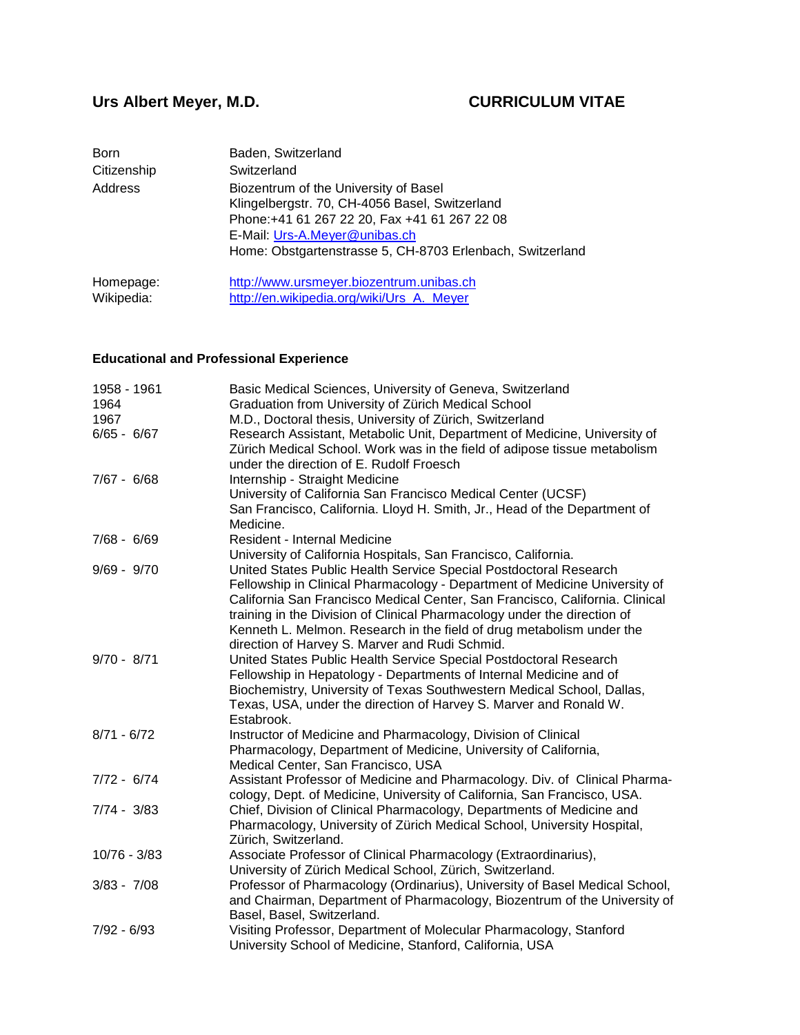# Urs Albert Meyer, M.D. — CURRICULUM VITAE

| | |
|---|---|
| Born | Baden, Switzerland |
| Citizenship | Switzerland |
| Address | Biozentrum of the University of Basel<br>Klingelbergstr. 70, CH-4056 Basel, Switzerland<br>Phone:+41 61 267 22 20, Fax +41 61 267 22 08<br>E-Mail: Urs-A.Meyer@unibas.ch<br>Home: Obstgartenstrasse 5, CH-8703 Erlenbach, Switzerland |
| Homepage: | http://www.ursmeyer.biozentrum.unibas.ch |
| Wikipedia: | http://en.wikipedia.org/wiki/Urs_A._Meyer |

## Educational and Professional Experience

| | |
|---|---|
| 1958 - 1961 | Basic Medical Sciences, University of Geneva, Switzerland |
| 1964 | Graduation from University of Zürich Medical School |
| 1967 | M.D., Doctoral thesis, University of Zürich, Switzerland |
| 6/65 - 6/67 | Research Assistant, Metabolic Unit, Department of Medicine, University of Zürich Medical School. Work was in the field of adipose tissue metabolism under the direction of E. Rudolf Froesch |
| 7/67 - 6/68 | Internship - Straight Medicine<br>University of California San Francisco Medical Center (UCSF)<br>San Francisco, California. Lloyd H. Smith, Jr., Head of the Department of Medicine. |
| 7/68 - 6/69 | Resident - Internal Medicine<br>University of California Hospitals, San Francisco, California. |
| 9/69 - 9/70 | United States Public Health Service Special Postdoctoral Research Fellowship in Clinical Pharmacology - Department of Medicine University of California San Francisco Medical Center, San Francisco, California. Clinical training in the Division of Clinical Pharmacology under the direction of Kenneth L. Melmon. Research in the field of drug metabolism under the direction of Harvey S. Marver and Rudi Schmid. |
| 9/70 - 8/71 | United States Public Health Service Special Postdoctoral Research Fellowship in Hepatology - Departments of Internal Medicine and of Biochemistry, University of Texas Southwestern Medical School, Dallas, Texas, USA, under the direction of Harvey S. Marver and Ronald W. Estabrook. |
| 8/71 - 6/72 | Instructor of Medicine and Pharmacology, Division of Clinical Pharmacology, Department of Medicine, University of California, Medical Center, San Francisco, USA |
| 7/72 - 6/74 | Assistant Professor of Medicine and Pharmacology. Div. of Clinical Pharmacology, Dept. of Medicine, University of California, San Francisco, USA. |
| 7/74 - 3/83 | Chief, Division of Clinical Pharmacology, Departments of Medicine and Pharmacology, University of Zürich Medical School, University Hospital, Zürich, Switzerland. |
| 10/76 - 3/83 | Associate Professor of Clinical Pharmacology (Extraordinarius), University of Zürich Medical School, Zürich, Switzerland. |
| 3/83 - 7/08 | Professor of Pharmacology (Ordinarius), University of Basel Medical School, and Chairman, Department of Pharmacology, Biozentrum of the University of Basel, Basel, Switzerland. |
| 7/92 - 6/93 | Visiting Professor, Department of Molecular Pharmacology, Stanford University School of Medicine, Stanford, California, USA |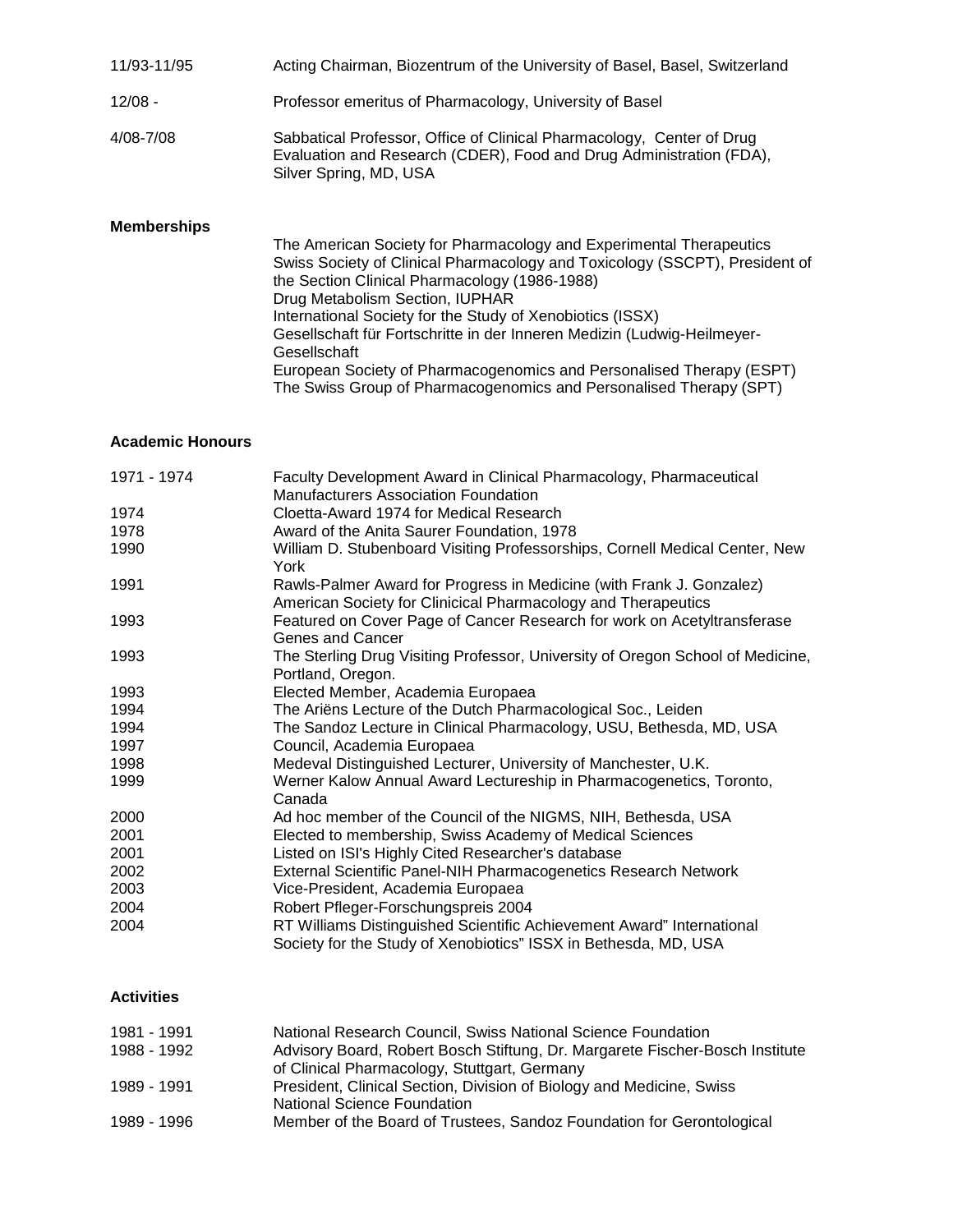| | |
|---|---|
| 11/93-11/95 | Acting Chairman, Biozentrum of the University of Basel, Basel, Switzerland |
| 12/08 - | Professor emeritus of Pharmacology, University of Basel |
| 4/08-7/08 | Sabbatical Professor, Office of Clinical Pharmacology, Center of Drug Evaluation and Research (CDER), Food and Drug Administration (FDA), Silver Spring, MD, USA |

### Memberships

The American Society for Pharmacology and Experimental Therapeutics
Swiss Society of Clinical Pharmacology and Toxicology (SSCPT), President of the Section Clinical Pharmacology (1986-1988)
Drug Metabolism Section, IUPHAR
International Society for the Study of Xenobiotics (ISSX)
Gesellschaft für Fortschritte in der Inneren Medizin (Ludwig-Heilmeyer-Gesellschaft
European Society of Pharmacogenomics and Personalised Therapy (ESPT)
The Swiss Group of Pharmacogenomics and Personalised Therapy (SPT)

### Academic Honours

| | |
|---|---|
| 1971 - 1974 | Faculty Development Award in Clinical Pharmacology, Pharmaceutical Manufacturers Association Foundation |
| 1974 | Cloetta-Award 1974 for Medical Research |
| 1978 | Award of the Anita Saurer Foundation, 1978 |
| 1990 | William D. Stubenboard Visiting Professorships, Cornell Medical Center, New York |
| 1991 | Rawls-Palmer Award for Progress in Medicine (with Frank J. Gonzalez) American Society for Clinicial Pharmacology and Therapeutics |
| 1993 | Featured on Cover Page of Cancer Research for work on Acetyltransferase Genes and Cancer |
| 1993 | The Sterling Drug Visiting Professor, University of Oregon School of Medicine, Portland, Oregon. |
| 1993 | Elected Member, Academia Europaea |
| 1994 | The Ariëns Lecture of the Dutch Pharmacological Soc., Leiden |
| 1994 | The Sandoz Lecture in Clinical Pharmacology, USU, Bethesda, MD, USA |
| 1997 | Council, Academia Europaea |
| 1998 | Medeval Distinguished Lecturer, University of Manchester, U.K. |
| 1999 | Werner Kalow Annual Award Lectureship in Pharmacogenetics, Toronto, Canada |
| 2000 | Ad hoc member of the Council of the NIGMS, NIH, Bethesda, USA |
| 2001 | Elected to membership, Swiss Academy of Medical Sciences |
| 2001 | Listed on ISI's Highly Cited Researcher's database |
| 2002 | External Scientific Panel-NIH Pharmacogenetics Research Network |
| 2003 | Vice-President, Academia Europaea |
| 2004 | Robert Pfleger-Forschungspreis 2004 |
| 2004 | RT Williams Distinguished Scientific Achievement Award" International Society for the Study of Xenobiotics" ISSX in Bethesda, MD, USA |

### Activities

| | |
|---|---|
| 1981 - 1991 | National Research Council, Swiss National Science Foundation |
| 1988 - 1992 | Advisory Board, Robert Bosch Stiftung, Dr. Margarete Fischer-Bosch Institute of Clinical Pharmacology, Stuttgart, Germany |
| 1989 - 1991 | President, Clinical Section, Division of Biology and Medicine, Swiss National Science Foundation |
| 1989 - 1996 | Member of the Board of Trustees, Sandoz Foundation for Gerontological |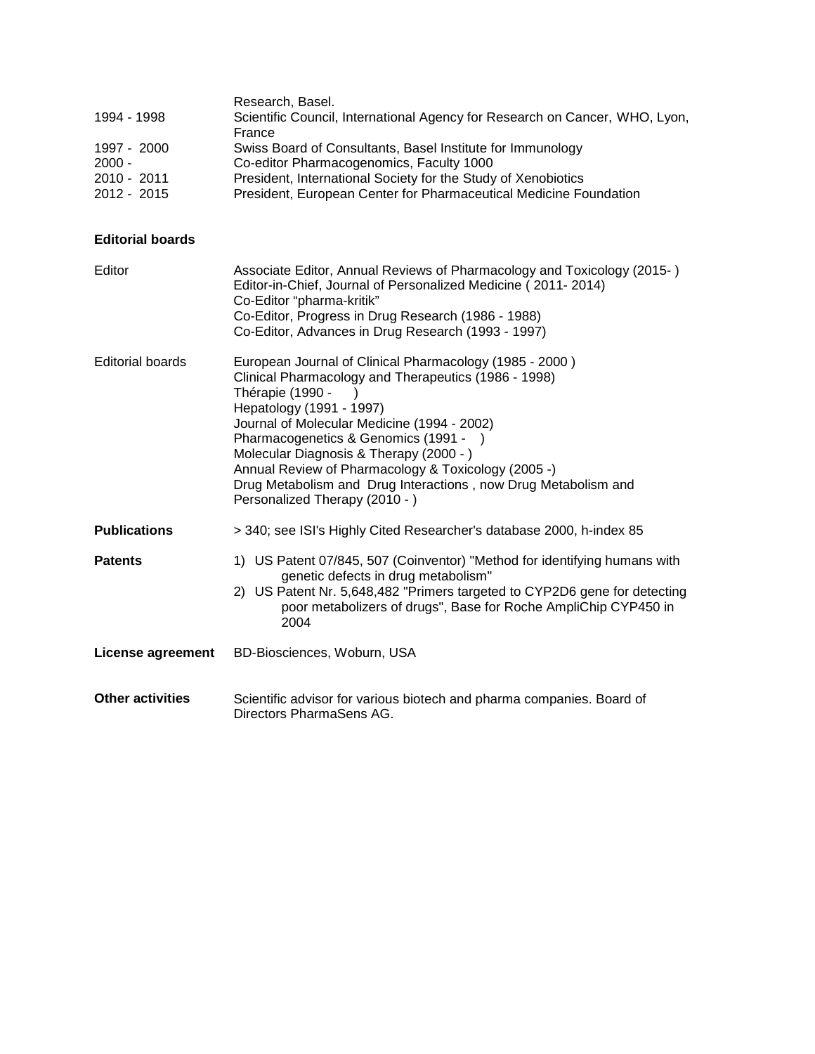| | |
|---|---|
| | Research, Basel. |
| 1994 - 1998 | Scientific Council, International Agency for Research on Cancer, WHO, Lyon, France |
| 1997 - 2000 | Swiss Board of Consultants, Basel Institute for Immunology |
| 2000 - | Co-editor Pharmacogenomics, Faculty 1000 |
| 2010 - 2011 | President, International Society for the Study of Xenobiotics |
| 2012 - 2015 | President, European Center for Pharmaceutical Medicine Foundation |

**Editorial boards**

| | |
|---|---|
| Editor | Associate Editor, Annual Reviews of Pharmacology and Toxicology (2015- )<br>Editor-in-Chief, Journal of Personalized Medicine ( 2011- 2014)<br>Co-Editor "pharma-kritik"<br>Co-Editor, Progress in Drug Research (1986 - 1988)<br>Co-Editor, Advances in Drug Research (1993 - 1997) |
| Editorial boards | European Journal of Clinical Pharmacology (1985 - 2000 )<br>Clinical Pharmacology and Therapeutics (1986 - 1998)<br>Thérapie (1990 - )<br>Hepatology (1991 - 1997)<br>Journal of Molecular Medicine (1994 - 2002)<br>Pharmacogenetics & Genomics (1991 - )<br>Molecular Diagnosis & Therapy (2000 - )<br>Annual Review of Pharmacology & Toxicology (2005 -)<br>Drug Metabolism and Drug Interactions , now Drug Metabolism and Personalized Therapy (2010 - ) |
| **Publications** | > 340; see ISI's Highly Cited Researcher's database 2000, h-index 85 |
| **Patents** | 1) US Patent 07/845, 507 (Coinventor) "Method for identifying humans with genetic defects in drug metabolism"<br>2) US Patent Nr. 5,648,482 "Primers targeted to CYP2D6 gene for detecting poor metabolizers of drugs", Base for Roche AmpliChip CYP450 in 2004 |
| **License agreement** | BD-Biosciences, Woburn, USA |
| **Other activities** | Scientific advisor for various biotech and pharma companies. Board of Directors PharmaSens AG. |